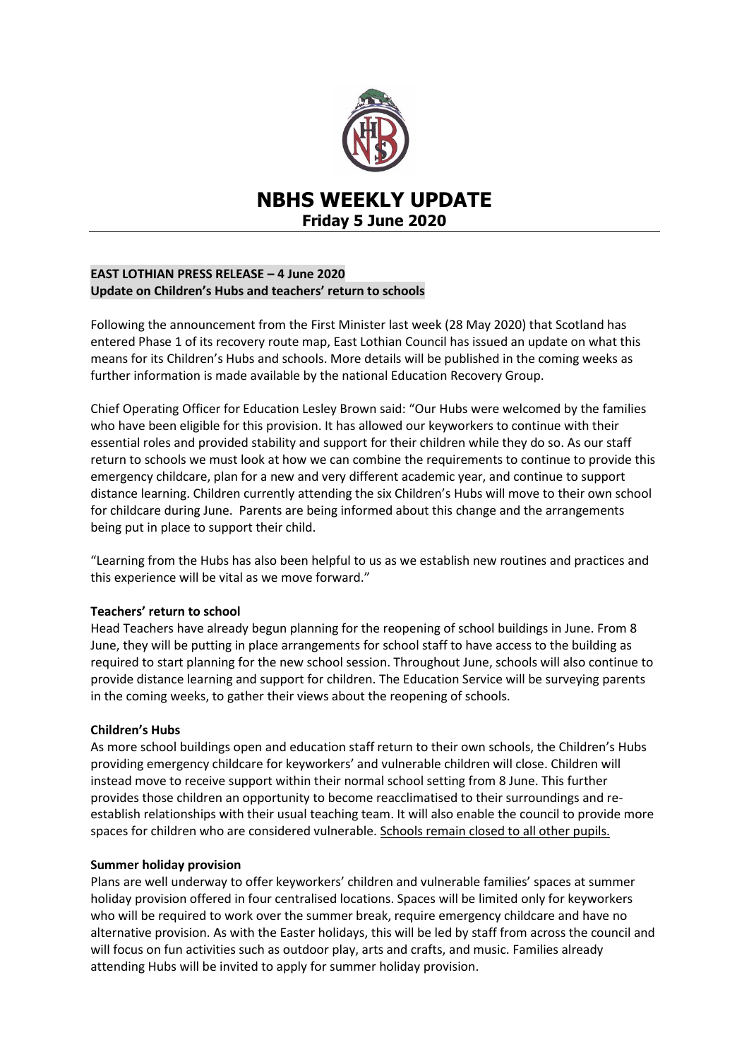# NBHS WEEKLY UPDATE

## Friday 5 June 2020

**EAST LOTHIAN PRESS RELEASE – 4 June 2020**
**Update on Children's Hubs and teachers' return to schools**

Following the announcement from the First Minister last week (28 May 2020) that Scotland has entered Phase 1 of its recovery route map, East Lothian Council has issued an update on what this means for its Children's Hubs and schools. More details will be published in the coming weeks as further information is made available by the national Education Recovery Group.

Chief Operating Officer for Education Lesley Brown said: "Our Hubs were welcomed by the families who have been eligible for this provision. It has allowed our keyworkers to continue with their essential roles and provided stability and support for their children while they do so. As our staff return to schools we must look at how we can combine the requirements to continue to provide this emergency childcare, plan for a new and very different academic year, and continue to support distance learning. Children currently attending the six Children's Hubs will move to their own school for childcare during June. Parents are being informed about this change and the arrangements being put in place to support their child.

"Learning from the Hubs has also been helpful to us as we establish new routines and practices and this experience will be vital as we move forward."

**Teachers' return to school**
Head Teachers have already begun planning for the reopening of school buildings in June. From 8 June, they will be putting in place arrangements for school staff to have access to the building as required to start planning for the new school session. Throughout June, schools will also continue to provide distance learning and support for children. The Education Service will be surveying parents in the coming weeks, to gather their views about the reopening of schools.

**Children's Hubs**
As more school buildings open and education staff return to their own schools, the Children's Hubs providing emergency childcare for keyworkers' and vulnerable children will close. Children will instead move to receive support within their normal school setting from 8 June. This further provides those children an opportunity to become reacclimatised to their surroundings and re-establish relationships with their usual teaching team. It will also enable the council to provide more spaces for children who are considered vulnerable. <u>Schools remain closed to all other pupils.</u>

**Summer holiday provision**
Plans are well underway to offer keyworkers' children and vulnerable families' spaces at summer holiday provision offered in four centralised locations. Spaces will be limited only for keyworkers who will be required to work over the summer break, require emergency childcare and have no alternative provision. As with the Easter holidays, this will be led by staff from across the council and will focus on fun activities such as outdoor play, arts and crafts, and music. Families already attending Hubs will be invited to apply for summer holiday provision.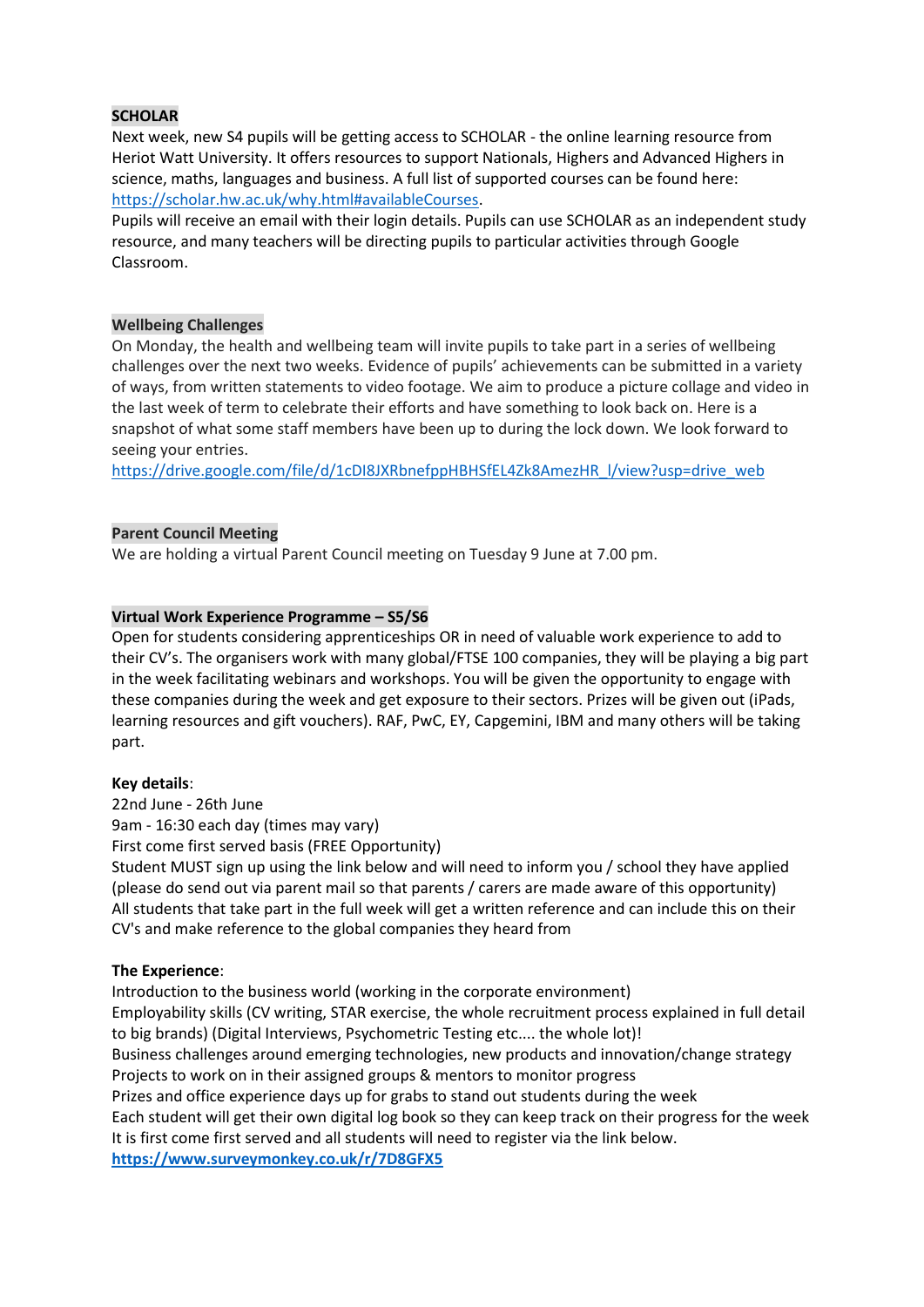**SCHOLAR**

Next week, new S4 pupils will be getting access to SCHOLAR - the online learning resource from Heriot Watt University. It offers resources to support Nationals, Highers and Advanced Highers in science, maths, languages and business. A full list of supported courses can be found here: https://scholar.hw.ac.uk/why.html#availableCourses.

Pupils will receive an email with their login details. Pupils can use SCHOLAR as an independent study resource, and many teachers will be directing pupils to particular activities through Google Classroom.

**Wellbeing Challenges**

On Monday, the health and wellbeing team will invite pupils to take part in a series of wellbeing challenges over the next two weeks. Evidence of pupils' achievements can be submitted in a variety of ways, from written statements to video footage. We aim to produce a picture collage and video in the last week of term to celebrate their efforts and have something to look back on. Here is a snapshot of what some staff members have been up to during the lock down. We look forward to seeing your entries.

https://drive.google.com/file/d/1cDI8JXRbnefppHBHSfEL4Zk8AmezHR_l/view?usp=drive_web

**Parent Council Meeting**

We are holding a virtual Parent Council meeting on Tuesday 9 June at 7.00 pm.

**Virtual Work Experience Programme – S5/S6**

Open for students considering apprenticeships OR in need of valuable work experience to add to their CV's. The organisers work with many global/FTSE 100 companies, they will be playing a big part in the week facilitating webinars and workshops. You will be given the opportunity to engage with these companies during the week and get exposure to their sectors. Prizes will be given out (iPads, learning resources and gift vouchers). RAF, PwC, EY, Capgemini, IBM and many others will be taking part.

**Key details**:

22nd June - 26th June

9am - 16:30 each day (times may vary)

First come first served basis (FREE Opportunity)

Student MUST sign up using the link below and will need to inform you / school they have applied (please do send out via parent mail so that parents / carers are made aware of this opportunity)

All students that take part in the full week will get a written reference and can include this on their CV's and make reference to the global companies they heard from

**The Experience**:

Introduction to the business world (working in the corporate environment)

Employability skills (CV writing, STAR exercise, the whole recruitment process explained in full detail to big brands) (Digital Interviews, Psychometric Testing etc.... the whole lot)!

Business challenges around emerging technologies, new products and innovation/change strategy

Projects to work on in their assigned groups & mentors to monitor progress

Prizes and office experience days up for grabs to stand out students during the week

Each student will get their own digital log book so they can keep track on their progress for the week

It is first come first served and all students will need to register via the link below.

**https://www.surveymonkey.co.uk/r/7D8GFX5**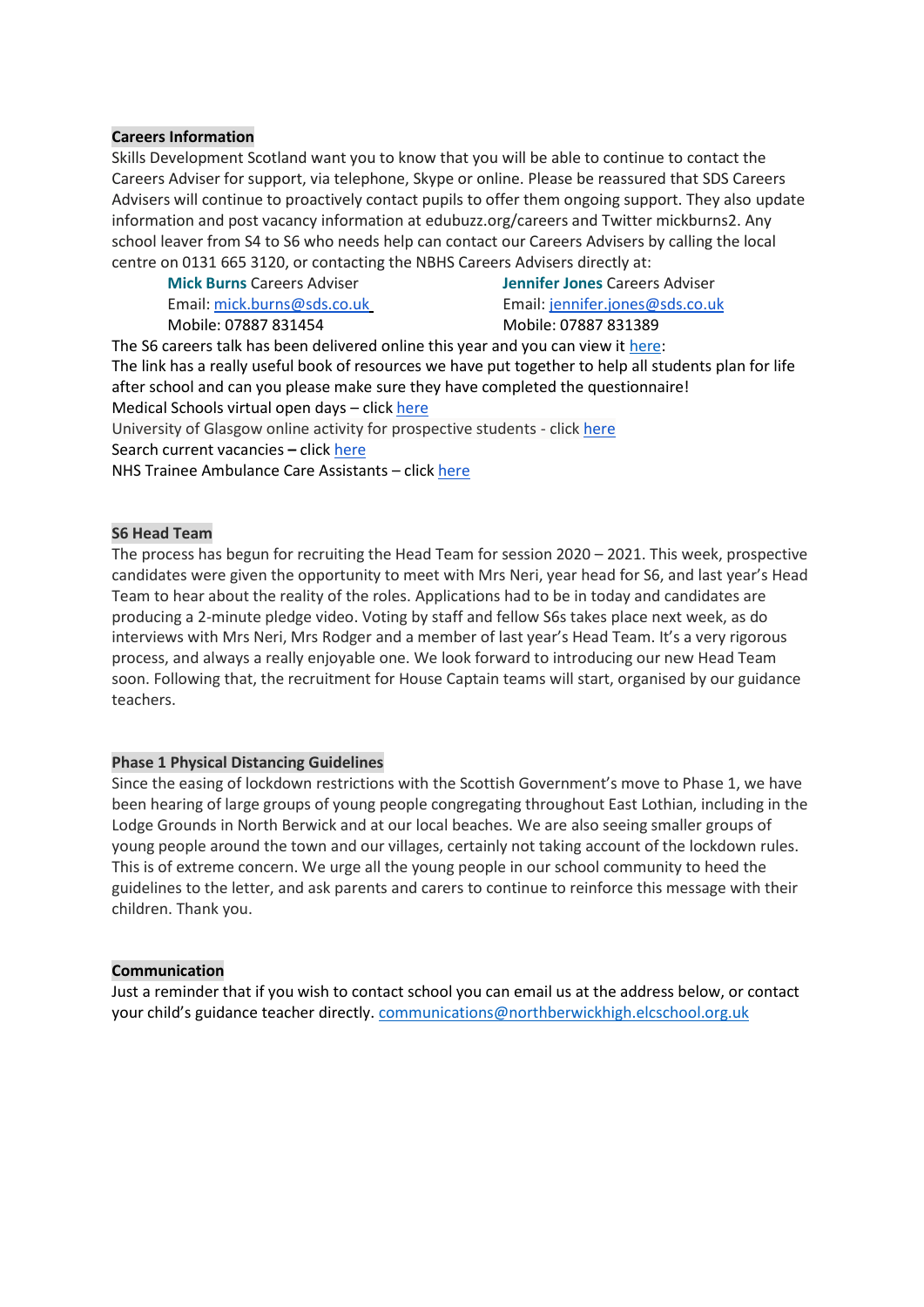**Careers Information**

Skills Development Scotland want you to know that you will be able to continue to contact the Careers Adviser for support, via telephone, Skype or online. Please be reassured that SDS Careers Advisers will continue to proactively contact pupils to offer them ongoing support. They also update information and post vacancy information at edubuzz.org/careers and Twitter mickburns2. Any school leaver from S4 to S6 who needs help can contact our Careers Advisers by calling the local centre on 0131 665 3120, or contacting the NBHS Careers Advisers directly at:

**Mick Burns** Careers Adviser
Email: mick.burns@sds.co.uk
Mobile: 07887 831454

**Jennifer Jones** Careers Adviser
Email: jennifer.jones@sds.co.uk
Mobile: 07887 831389

The S6 careers talk has been delivered online this year and you can view it here:
The link has a really useful book of resources we have put together to help all students plan for life after school and can you please make sure they have completed the questionnaire!
Medical Schools virtual open days – click here
University of Glasgow online activity for prospective students - click here
Search current vacancies **–** click here
NHS Trainee Ambulance Care Assistants – click here

**S6 Head Team**

The process has begun for recruiting the Head Team for session 2020 – 2021. This week, prospective candidates were given the opportunity to meet with Mrs Neri, year head for S6, and last year's Head Team to hear about the reality of the roles. Applications had to be in today and candidates are producing a 2-minute pledge video. Voting by staff and fellow S6s takes place next week, as do interviews with Mrs Neri, Mrs Rodger and a member of last year's Head Team. It's a very rigorous process, and always a really enjoyable one. We look forward to introducing our new Head Team soon. Following that, the recruitment for House Captain teams will start, organised by our guidance teachers.

**Phase 1 Physical Distancing Guidelines**

Since the easing of lockdown restrictions with the Scottish Government's move to Phase 1, we have been hearing of large groups of young people congregating throughout East Lothian, including in the Lodge Grounds in North Berwick and at our local beaches. We are also seeing smaller groups of young people around the town and our villages, certainly not taking account of the lockdown rules. This is of extreme concern. We urge all the young people in our school community to heed the guidelines to the letter, and ask parents and carers to continue to reinforce this message with their children. Thank you.

**Communication**

Just a reminder that if you wish to contact school you can email us at the address below, or contact your child's guidance teacher directly. communications@northberwickhigh.elcschool.org.uk